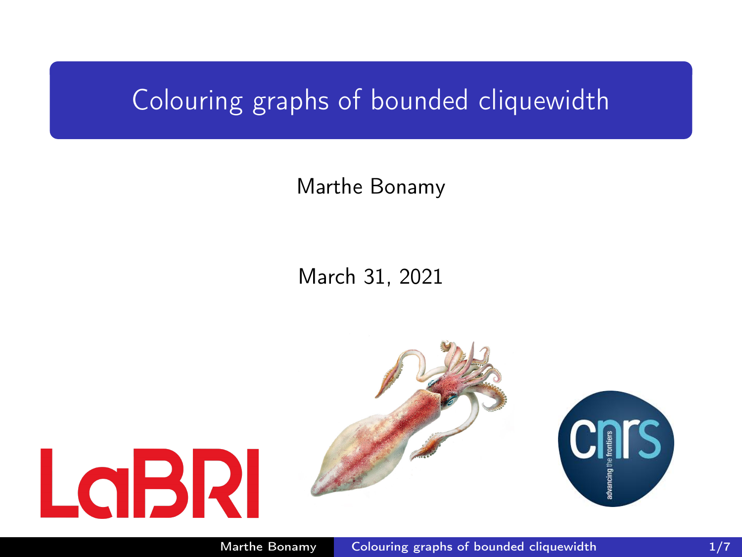# Colouring graphs of bounded cliquewidth

Marthe Bonamy

March 31, 2021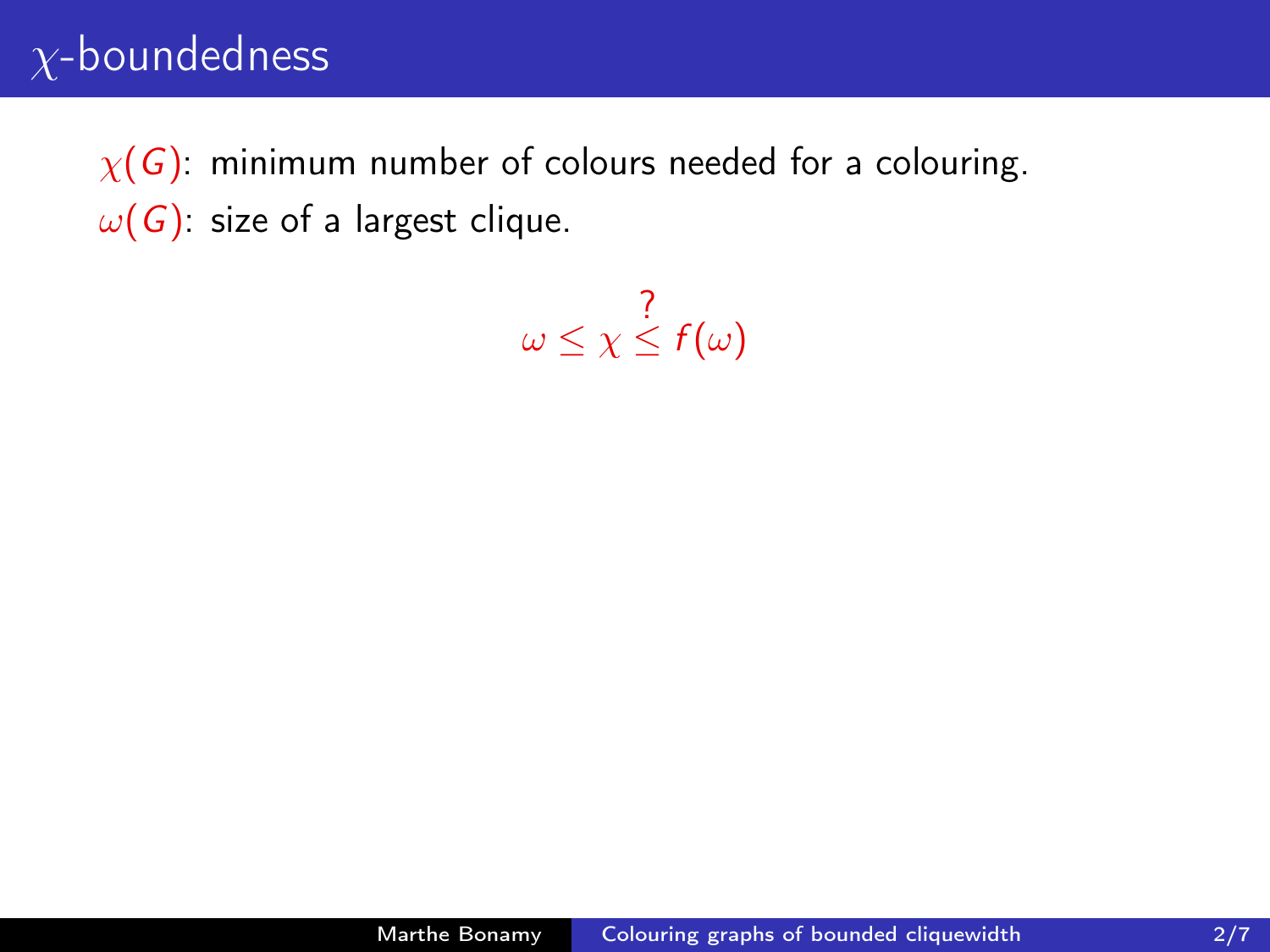# $\chi$-boundedness

$\chi(G)$: minimum number of colours needed for a colouring.
$\omega(G)$: size of a largest clique.

$$\omega \leq \chi \overset{?}{\leq} f(\omega)$$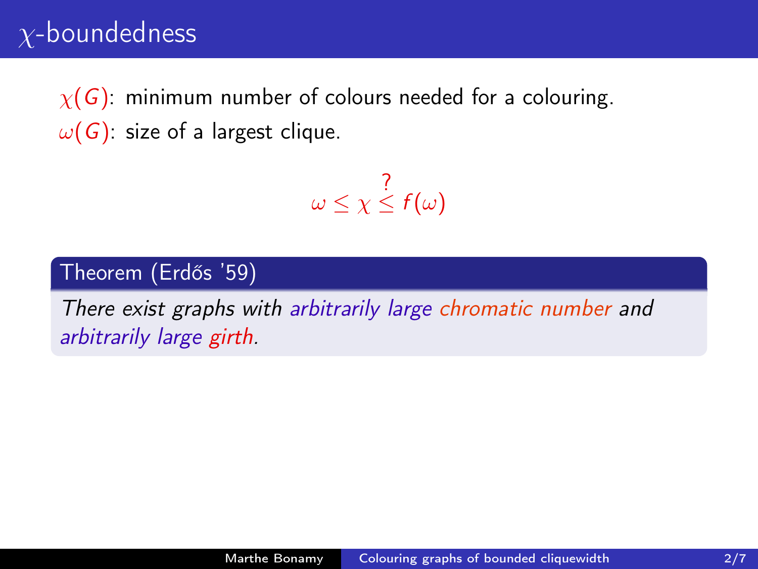# $\chi$-boundedness

$\chi(G)$: minimum number of colours needed for a colouring.
$\omega(G)$: size of a largest clique.

$$\omega \leq \chi \overset{?}{\leq} f(\omega)$$

**Theorem (Erdős '59)**

*There exist graphs with arbitrarily large chromatic number and arbitrarily large girth.*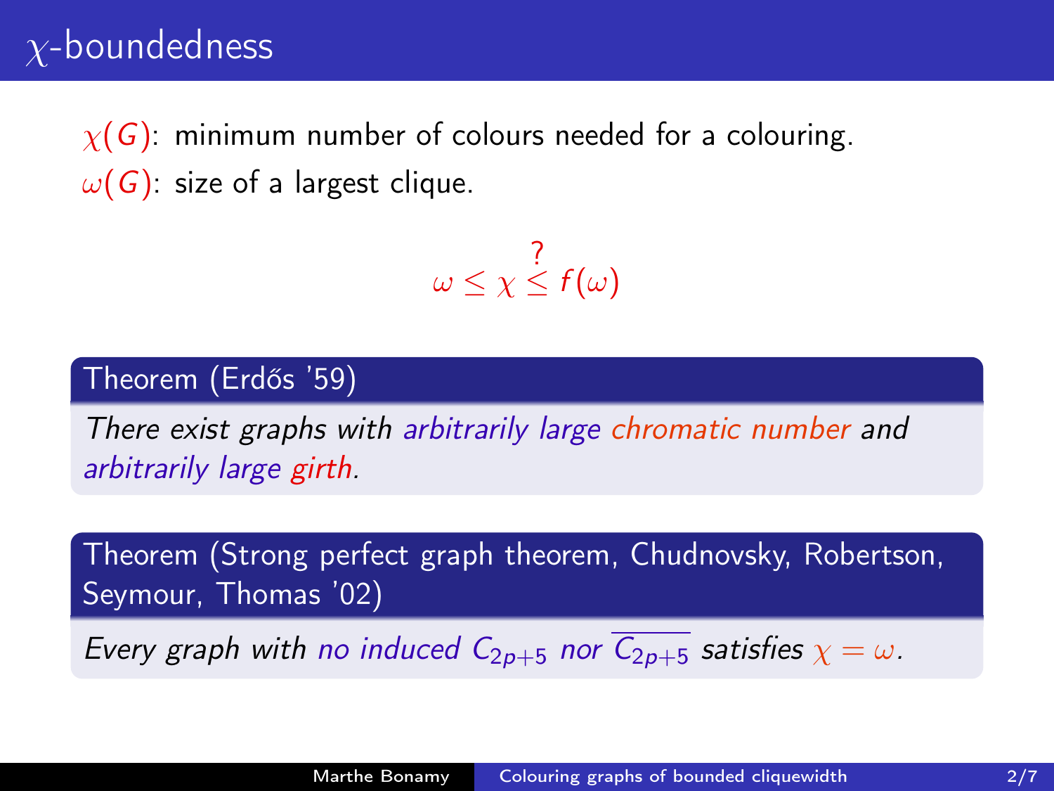# $\chi$-boundedness

$\chi(G)$: minimum number of colours needed for a colouring.

$\omega(G)$: size of a largest clique.

$$\omega \leq \chi \overset{?}{\leq} f(\omega)$$

**Theorem (Erdős '59)**

*There exist graphs with arbitrarily large chromatic number and arbitrarily large girth.*

**Theorem (Strong perfect graph theorem, Chudnovsky, Robertson, Seymour, Thomas '02)**

*Every graph with no induced $C_{2p+5}$ nor $\overline{C_{2p+5}}$ satisfies $\chi = \omega$.*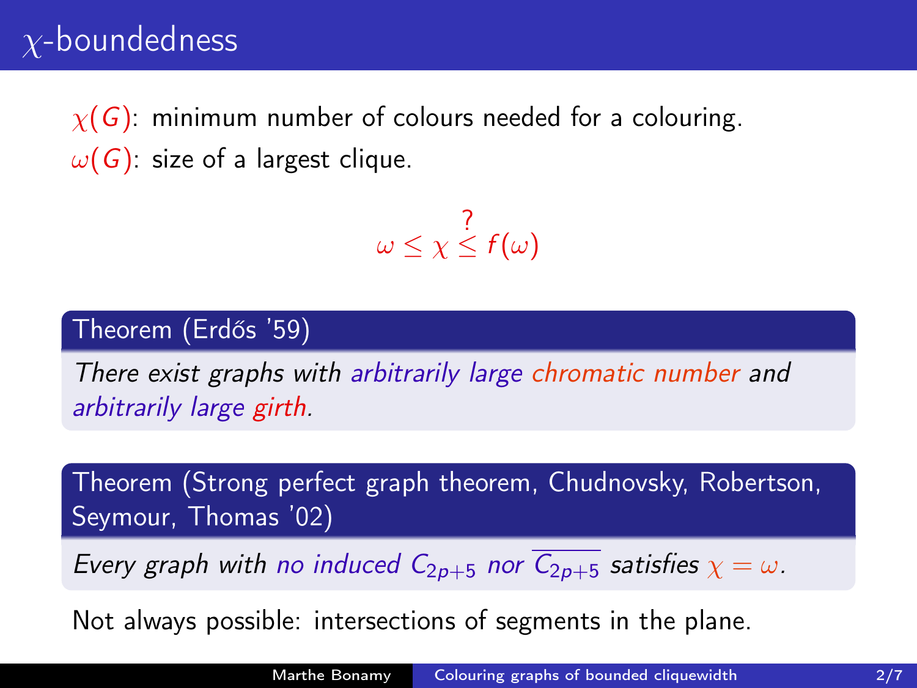# $\chi$-boundedness

$\chi(G)$: minimum number of colours needed for a colouring.
$\omega(G)$: size of a largest clique.

$$\omega \leq \chi \overset{?}{\leq} f(\omega)$$

**Theorem (Erdős '59)**

*There exist graphs with arbitrarily large chromatic number and arbitrarily large girth.*

**Theorem (Strong perfect graph theorem, Chudnovsky, Robertson, Seymour, Thomas '02)**

*Every graph with no induced $C_{2p+5}$ nor $\overline{C_{2p+5}}$ satisfies $\chi = \omega$.*

Not always possible: intersections of segments in the plane.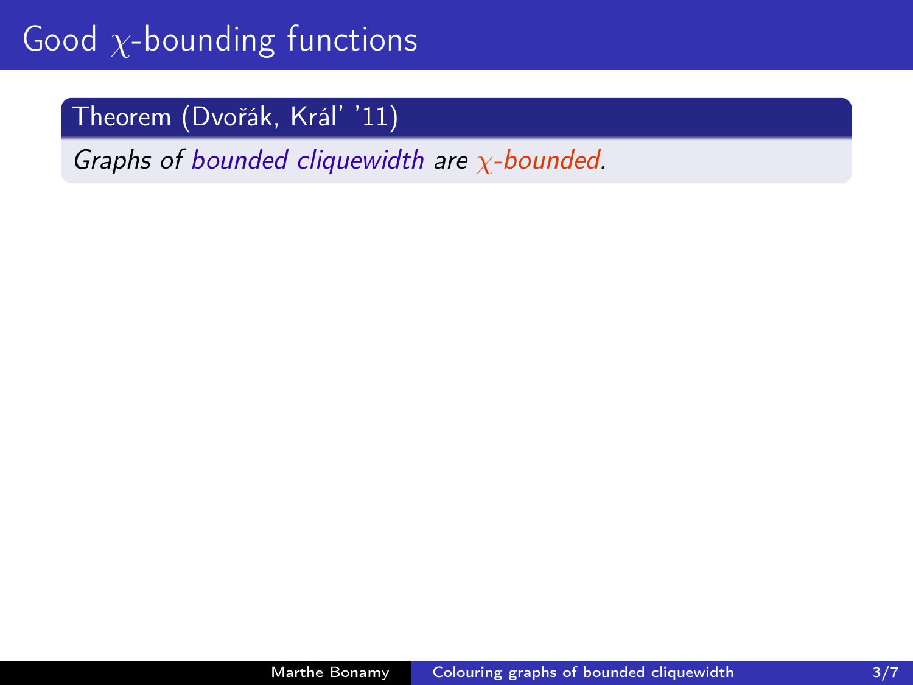# Good $\chi$-bounding functions

**Theorem (Dvořák, Král' '11)**

*Graphs of bounded cliquewidth are $\chi$-bounded.*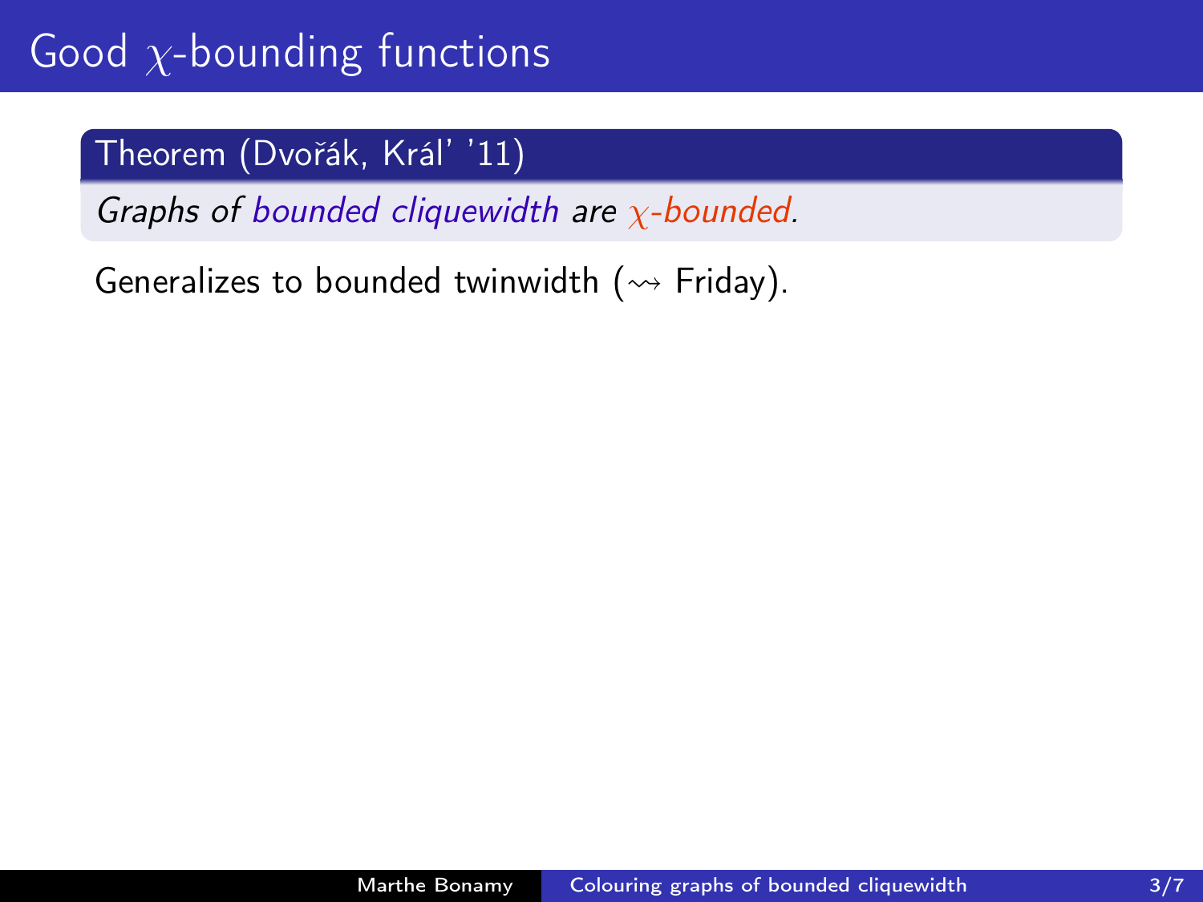# Good $\chi$-bounding functions

**Theorem (Dvořák, Král' '11)**

*Graphs of bounded cliquewidth are $\chi$-bounded.*

Generalizes to bounded twinwidth ($\rightsquigarrow$ Friday).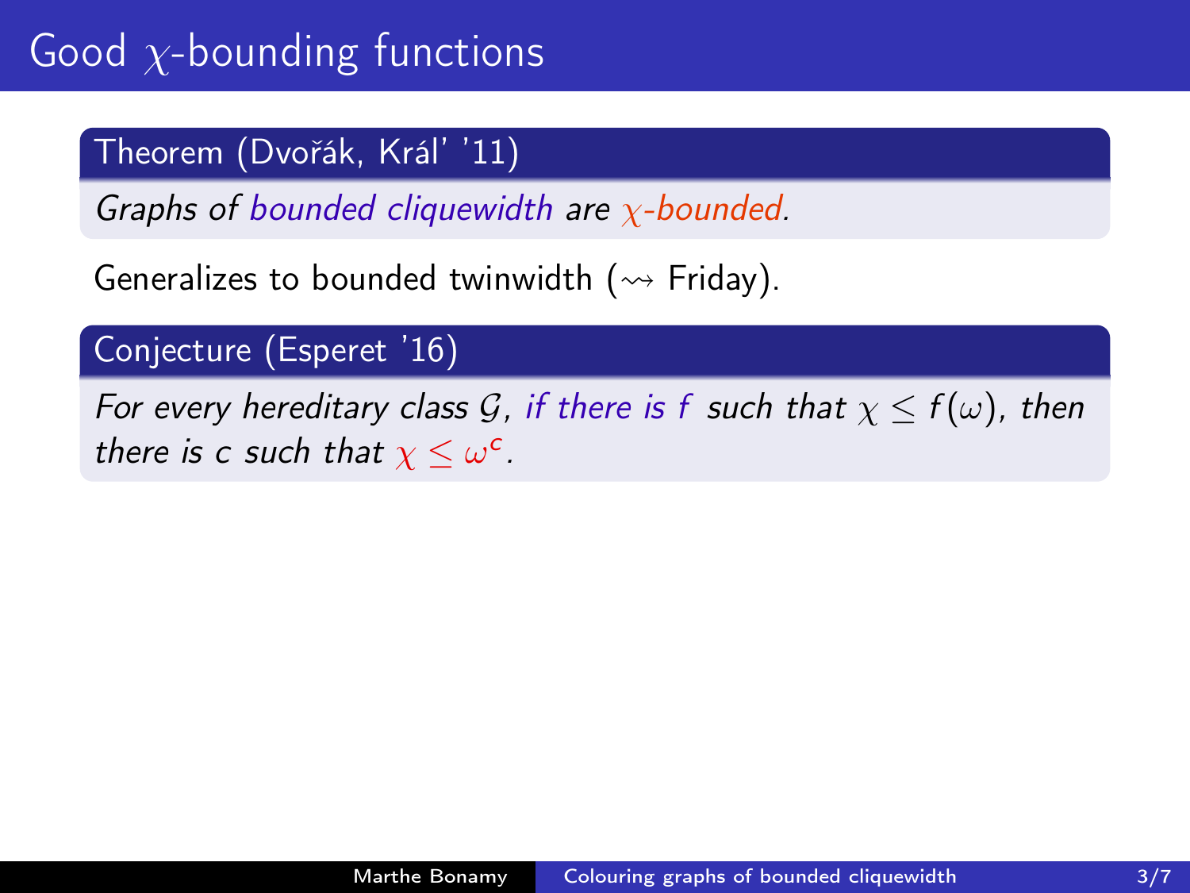# Good $\chi$-bounding functions

**Theorem (Dvořák, Kráľ '11)**

*Graphs of bounded cliquewidth are $\chi$-bounded.*

Generalizes to bounded twinwidth ($\rightsquigarrow$ Friday).

**Conjecture (Esperet '16)**

*For every hereditary class $\mathcal{G}$, if there is $f$ such that $\chi \leq f(\omega)$, then there is $c$ such that $\chi \leq \omega^c$.*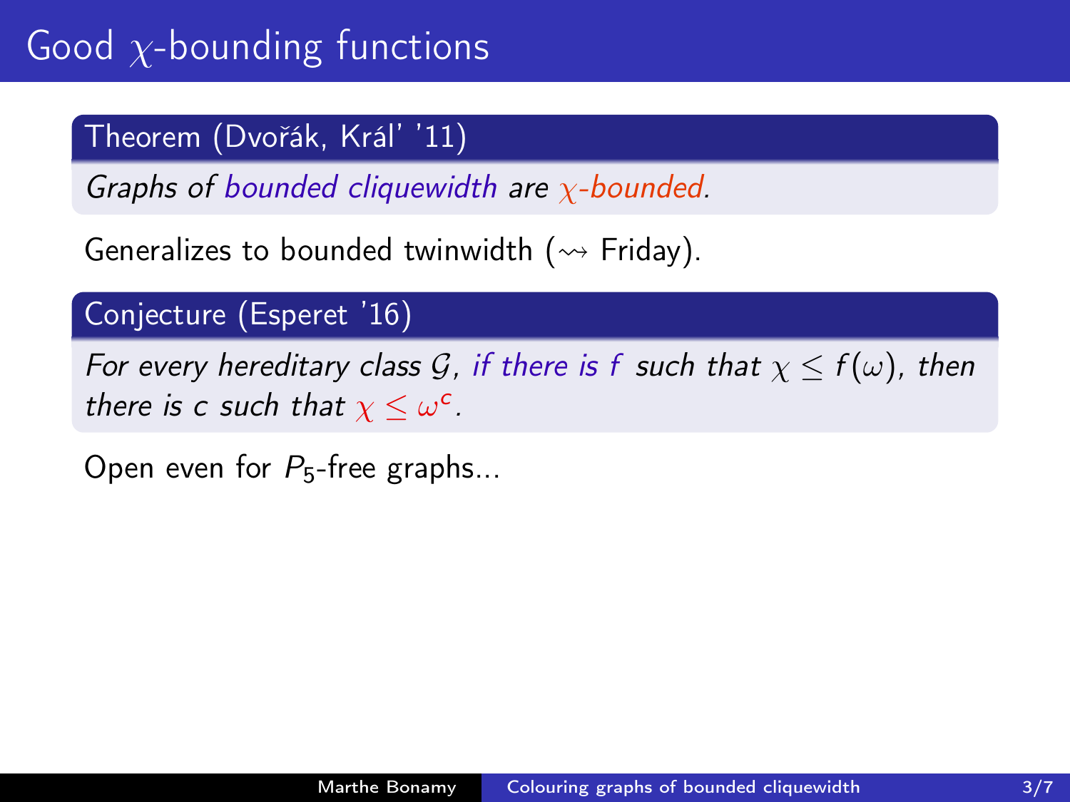# Good $\chi$-bounding functions

**Theorem (Dvořák, Král' '11)**

*Graphs of bounded cliquewidth are $\chi$-bounded.*

Generalizes to bounded twinwidth ($\rightsquigarrow$ Friday).

**Conjecture (Esperet '16)**

*For every hereditary class $\mathcal{G}$, if there is $f$ such that $\chi \leq f(\omega)$, then there is $c$ such that $\chi \leq \omega^c$.*

Open even for $P_5$-free graphs...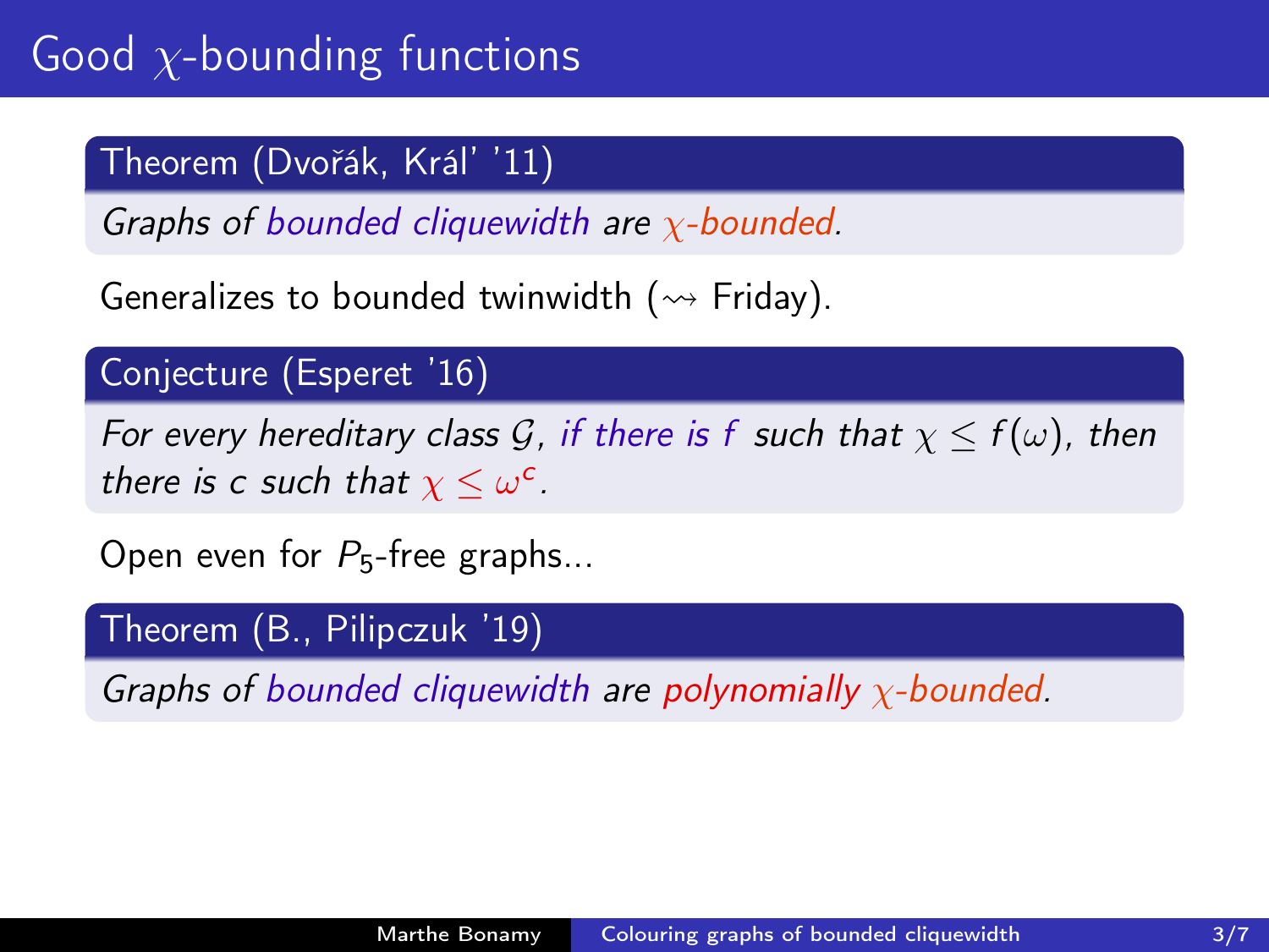# Good $\chi$-bounding functions

**Theorem (Dvořák, Král' '11)**

*Graphs of bounded cliquewidth are $\chi$-bounded.*

Generalizes to bounded twinwidth ($\rightsquigarrow$ Friday).

**Conjecture (Esperet '16)**

*For every hereditary class $\mathcal{G}$, if there is $f$ such that $\chi \leq f(\omega)$, then there is $c$ such that $\chi \leq \omega^c$.*

Open even for $P_5$-free graphs...

**Theorem (B., Pilipczuk '19)**

*Graphs of bounded cliquewidth are polynomially $\chi$-bounded.*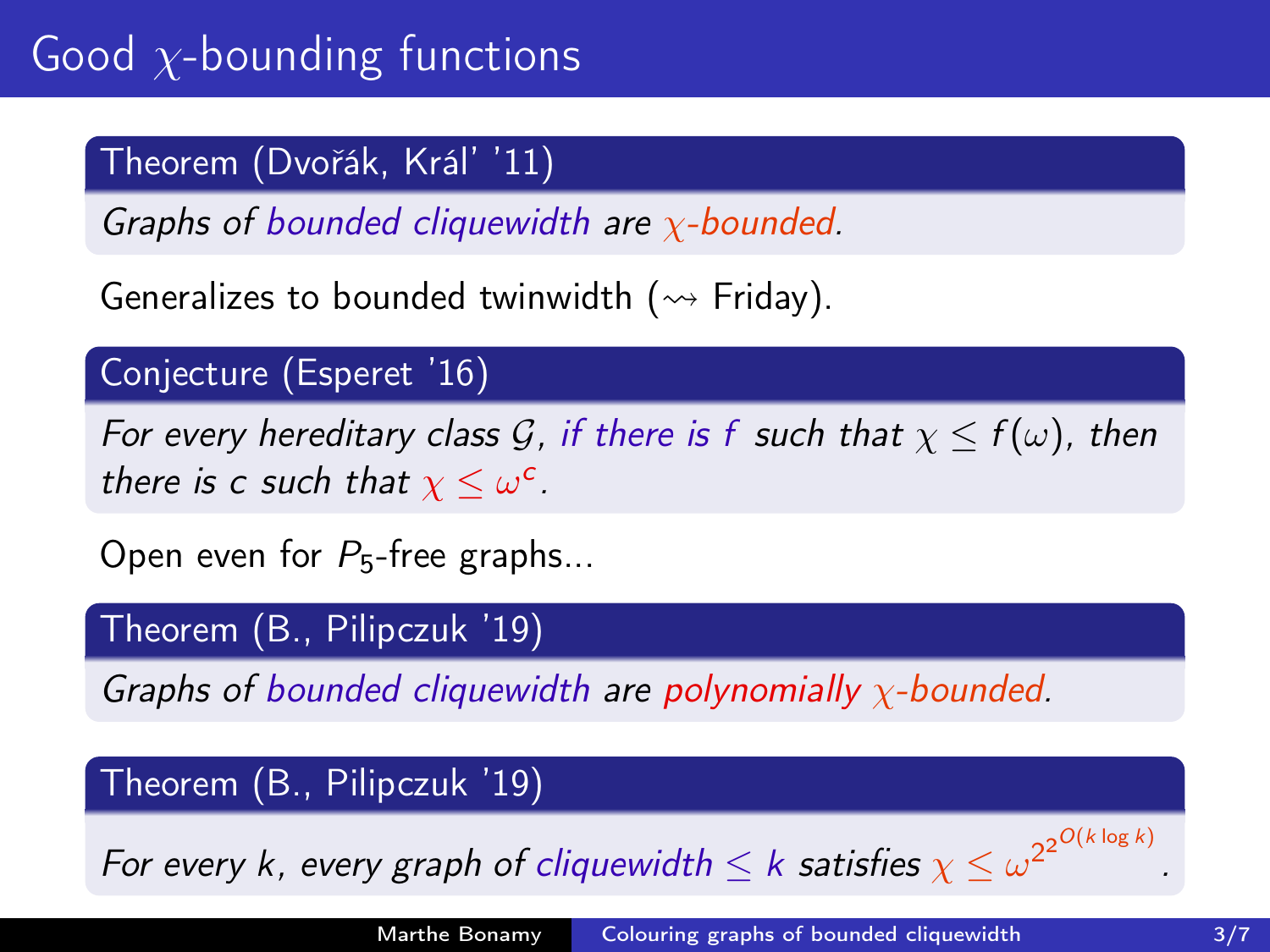# Good $\chi$-bounding functions

**Theorem (Dvořák, Kráľ '11)**

*Graphs of bounded cliquewidth are $\chi$-bounded.*

Generalizes to bounded twinwidth ($\rightsquigarrow$ Friday).

**Conjecture (Esperet '16)**

*For every hereditary class $\mathcal{G}$, if there is $f$ such that $\chi \leq f(\omega)$, then there is $c$ such that $\chi \leq \omega^c$.*

Open even for $P_5$-free graphs...

**Theorem (B., Pilipczuk '19)**

*Graphs of bounded cliquewidth are polynomially $\chi$-bounded.*

**Theorem (B., Pilipczuk '19)**

*For every $k$, every graph of cliquewidth $\leq k$ satisfies $\chi \leq \omega^{2^{2^{O(k \log k)}}}$.*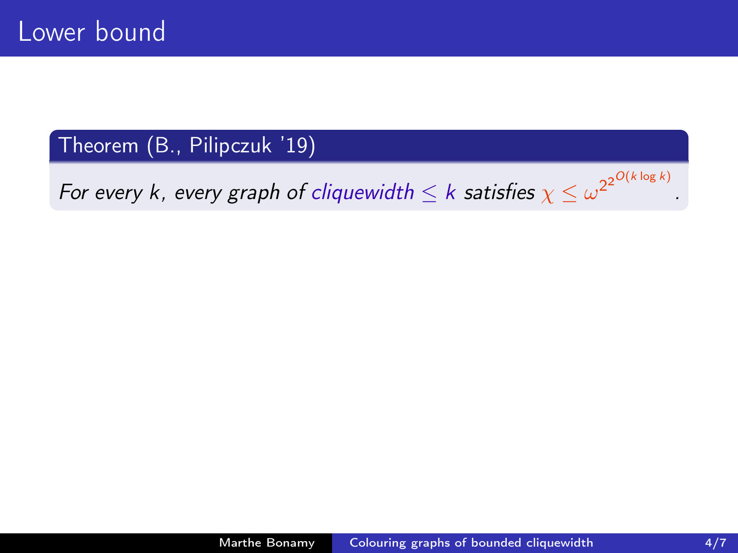# Lower bound

**Theorem (B., Pilipczuk '19)**

*For every $k$, every graph of cliquewidth $\leq k$ satisfies $\chi \leq \omega^{2^{2^{O(k \log k)}}}$.*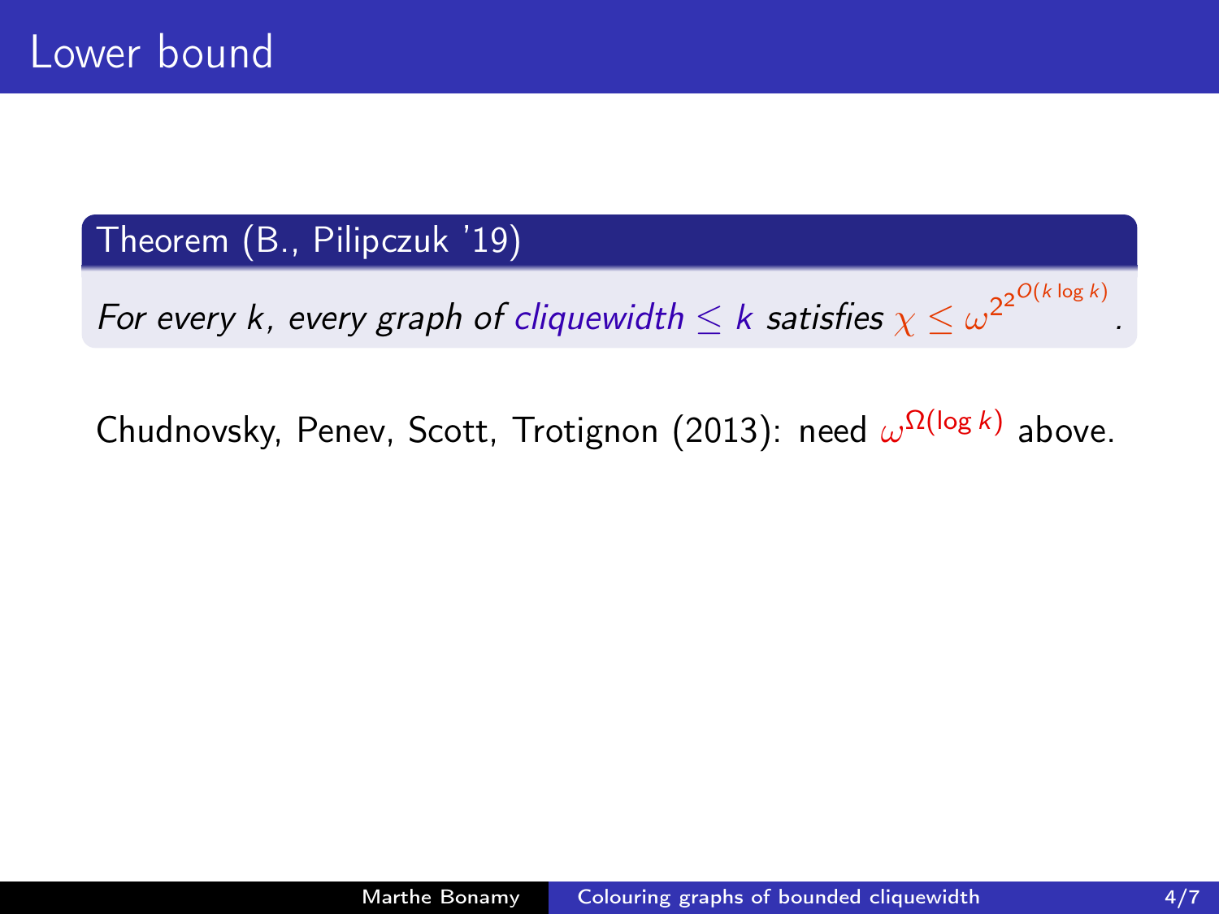# Lower bound

**Theorem (B., Pilipczuk '19)**

*For every $k$, every graph of cliquewidth $\leq k$ satisfies $\chi \leq \omega^{2^{2^{O(k \log k)}}}$.*

Chudnovsky, Penev, Scott, Trotignon (2013): need $\omega^{\Omega(\log k)}$ above.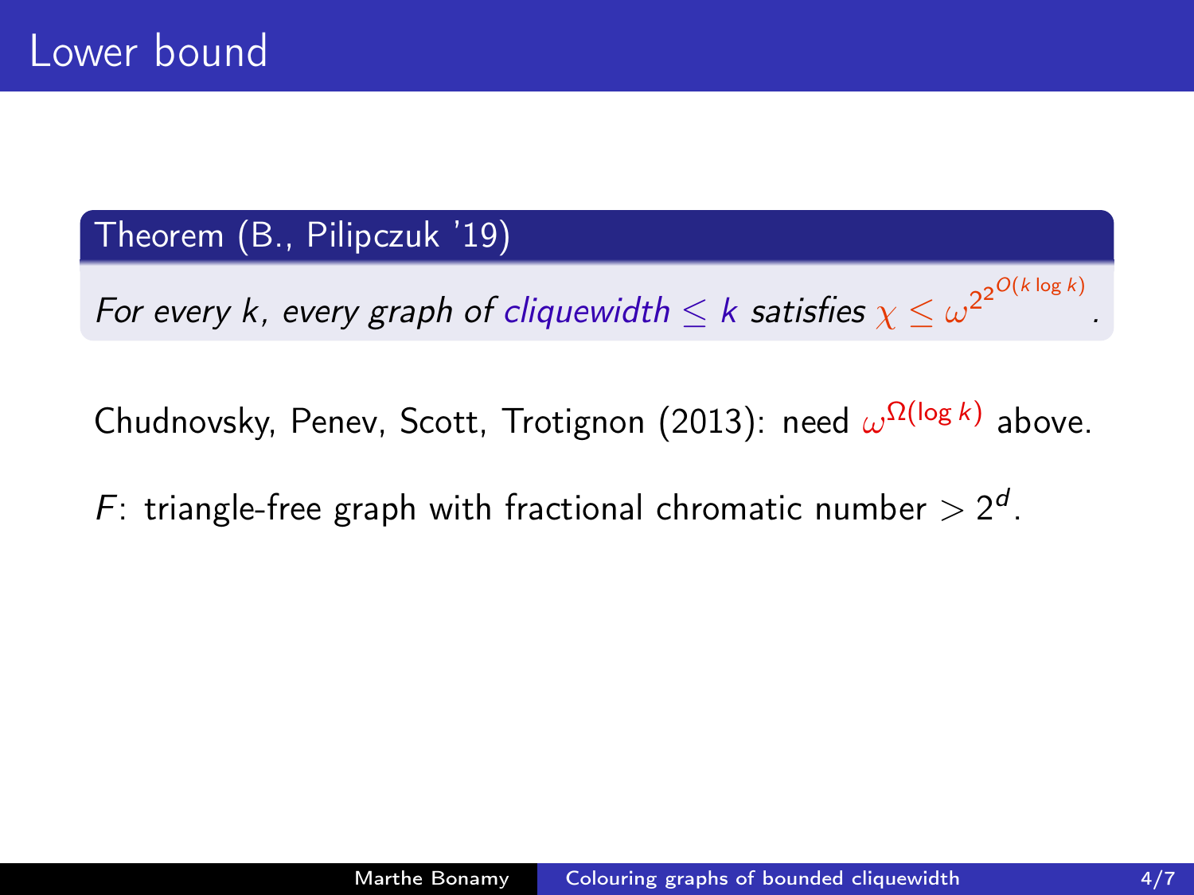# Lower bound

**Theorem (B., Pilipczuk '19)**

*For every $k$, every graph of cliquewidth $\leq k$ satisfies $\chi \leq \omega^{2^{2^{O(k \log k)}}}$.*

Chudnovsky, Penev, Scott, Trotignon (2013): need $\omega^{\Omega(\log k)}$ above.

$F$: triangle-free graph with fractional chromatic number $> 2^d$.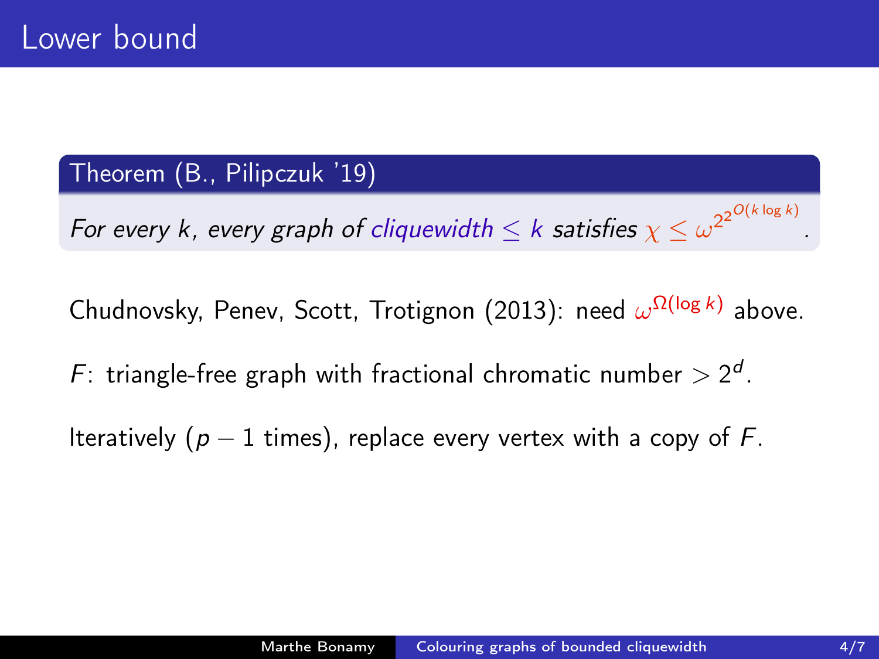# Lower bound

**Theorem (B., Pilipczuk '19)**

*For every $k$, every graph of cliquewidth $\leq k$ satisfies $\chi \leq \omega^{2^{2^{O(k \log k)}}}$.*

Chudnovsky, Penev, Scott, Trotignon (2013): need $\omega^{\Omega(\log k)}$ above.

$F$: triangle-free graph with fractional chromatic number $> 2^d$.

Iteratively ($p-1$ times), replace every vertex with a copy of $F$.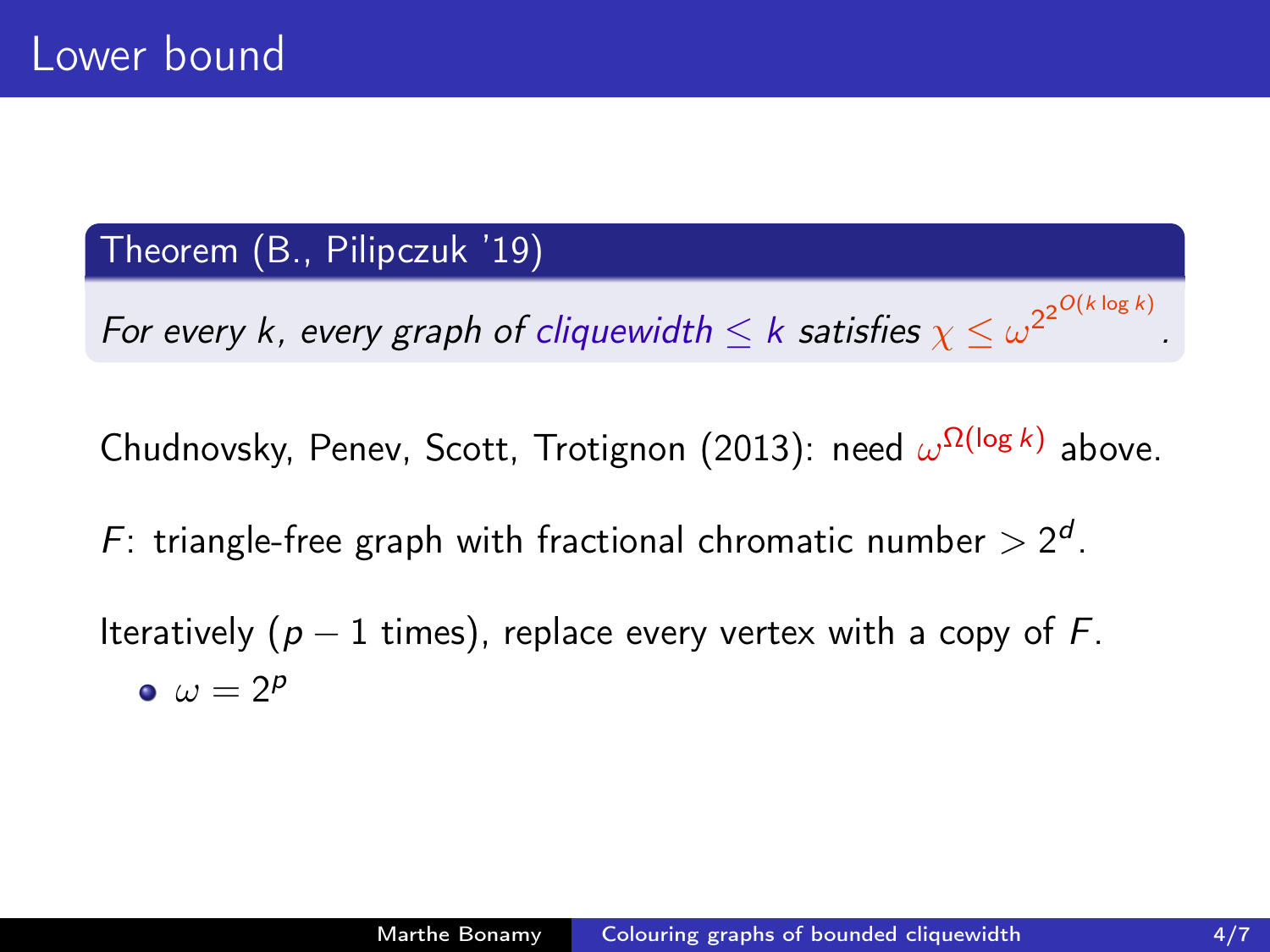# Lower bound

**Theorem (B., Pilipczuk '19)**

*For every $k$, every graph of cliquewidth $\leq k$ satisfies $\chi \leq \omega^{2^{2^{O(k \log k)}}}$.*

Chudnovsky, Penev, Scott, Trotignon (2013): need $\omega^{\Omega(\log k)}$ above.

$F$: triangle-free graph with fractional chromatic number $> 2^d$.

Iteratively ($p - 1$ times), replace every vertex with a copy of $F$.

- $\omega = 2^p$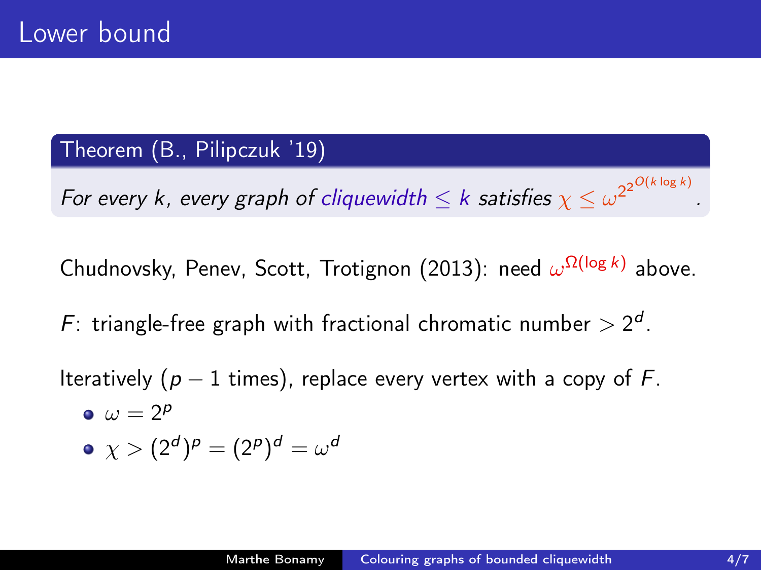# Lower bound

**Theorem (B., Pilipczuk '19)**

*For every $k$, every graph of cliquewidth $\leq k$ satisfies $\chi \leq \omega^{2^{2^{O(k \log k)}}}$.*

Chudnovsky, Penev, Scott, Trotignon (2013): need $\omega^{\Omega(\log k)}$ above.

$F$: triangle-free graph with fractional chromatic number $> 2^d$.

Iteratively ($p - 1$ times), replace every vertex with a copy of $F$.

- $\omega = 2^p$
- $\chi > (2^d)^p = (2^p)^d = \omega^d$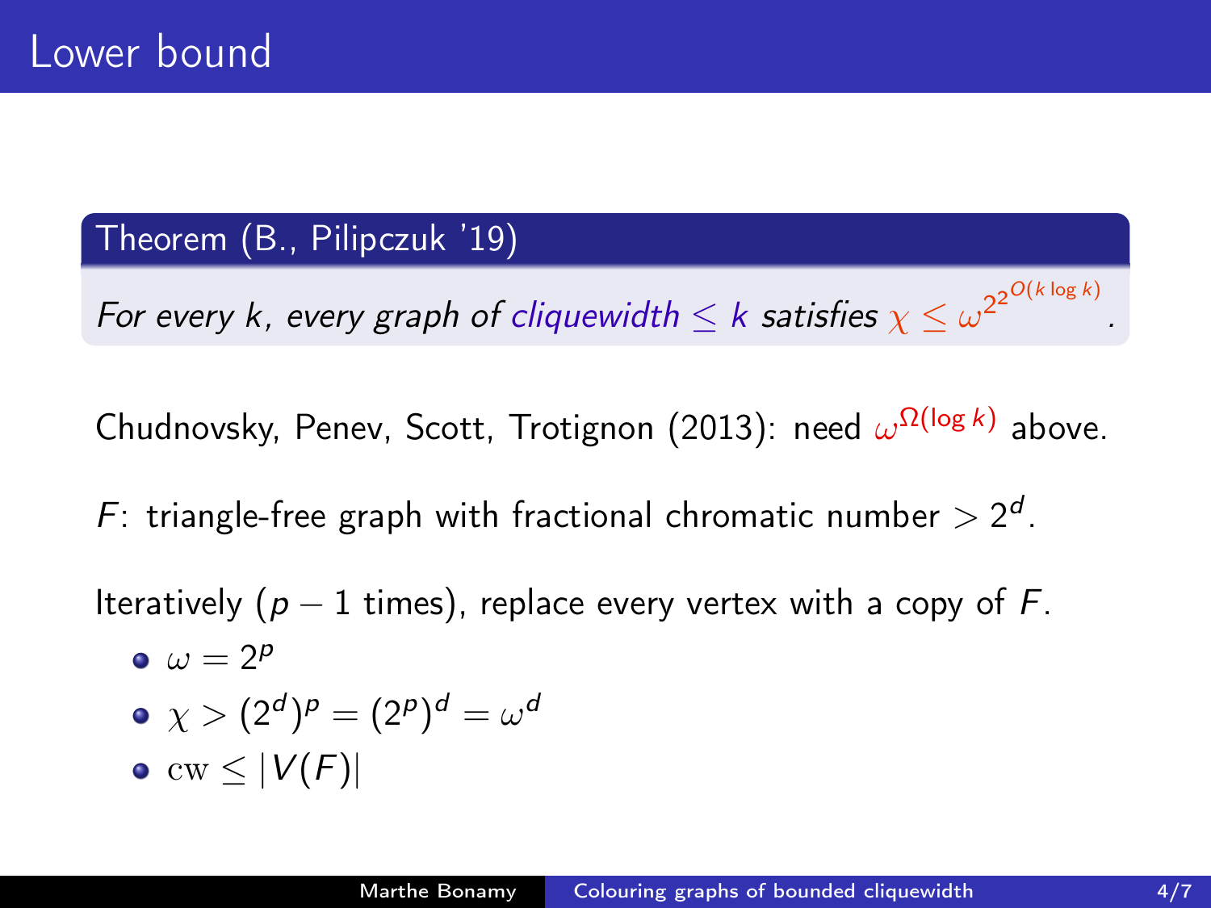# Lower bound

**Theorem (B., Pilipczuk '19)**

*For every $k$, every graph of cliquewidth $\leq k$ satisfies $\chi \leq \omega^{2^{2^{O(k \log k)}}}$.*

Chudnovsky, Penev, Scott, Trotignon (2013): need $\omega^{\Omega(\log k)}$ above.

$F$: triangle-free graph with fractional chromatic number $> 2^d$.

Iteratively ($p - 1$ times), replace every vertex with a copy of $F$.

- $\omega = 2^p$
- $\chi > (2^d)^p = (2^p)^d = \omega^d$
- $\mathrm{cw} \leq |V(F)|$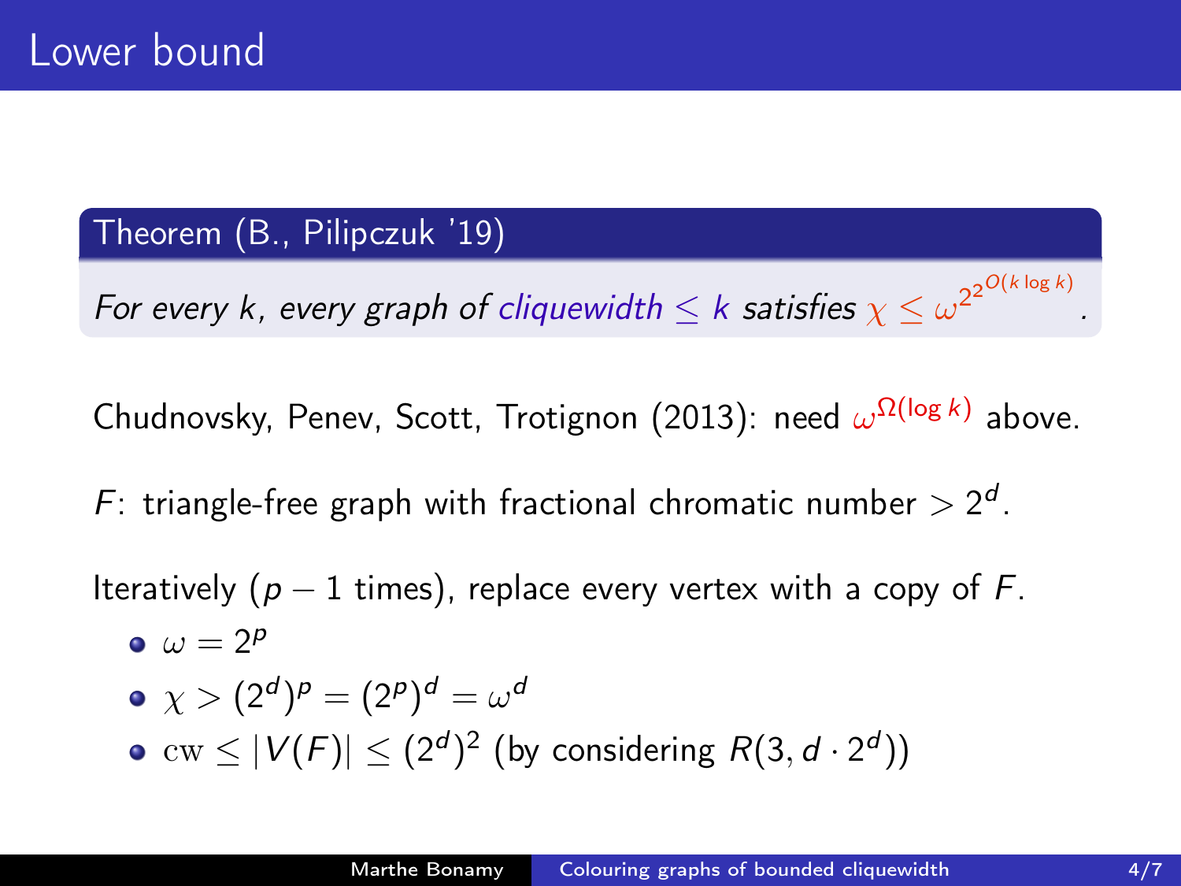# Lower bound

**Theorem (B., Pilipczuk '19)**

*For every $k$, every graph of cliquewidth $\leq k$ satisfies $\chi \leq \omega^{2^{2^{O(k \log k)}}}$.*

Chudnovsky, Penev, Scott, Trotignon (2013): need $\omega^{\Omega(\log k)}$ above.

$F$: triangle-free graph with fractional chromatic number $> 2^d$.

Iteratively ($p-1$ times), replace every vertex with a copy of $F$.

- $\omega = 2^p$
- $\chi > (2^d)^p = (2^p)^d = \omega^d$
- $\mathrm{cw} \leq |V(F)| \leq (2^d)^2$ (by considering $R(3, d \cdot 2^d)$)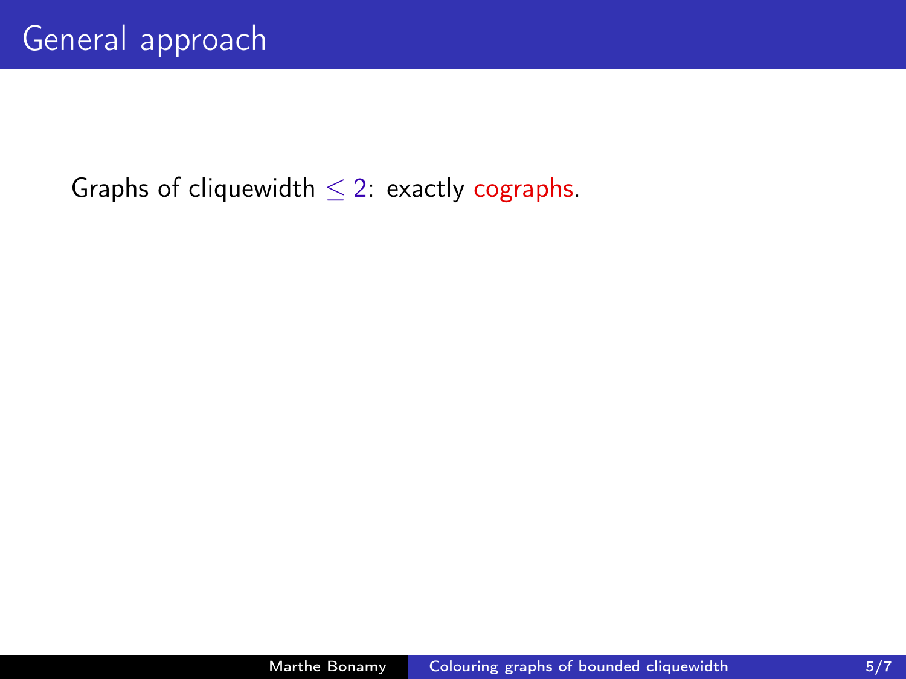# General approach

Graphs of cliquewidth $\leq 2$: exactly cographs.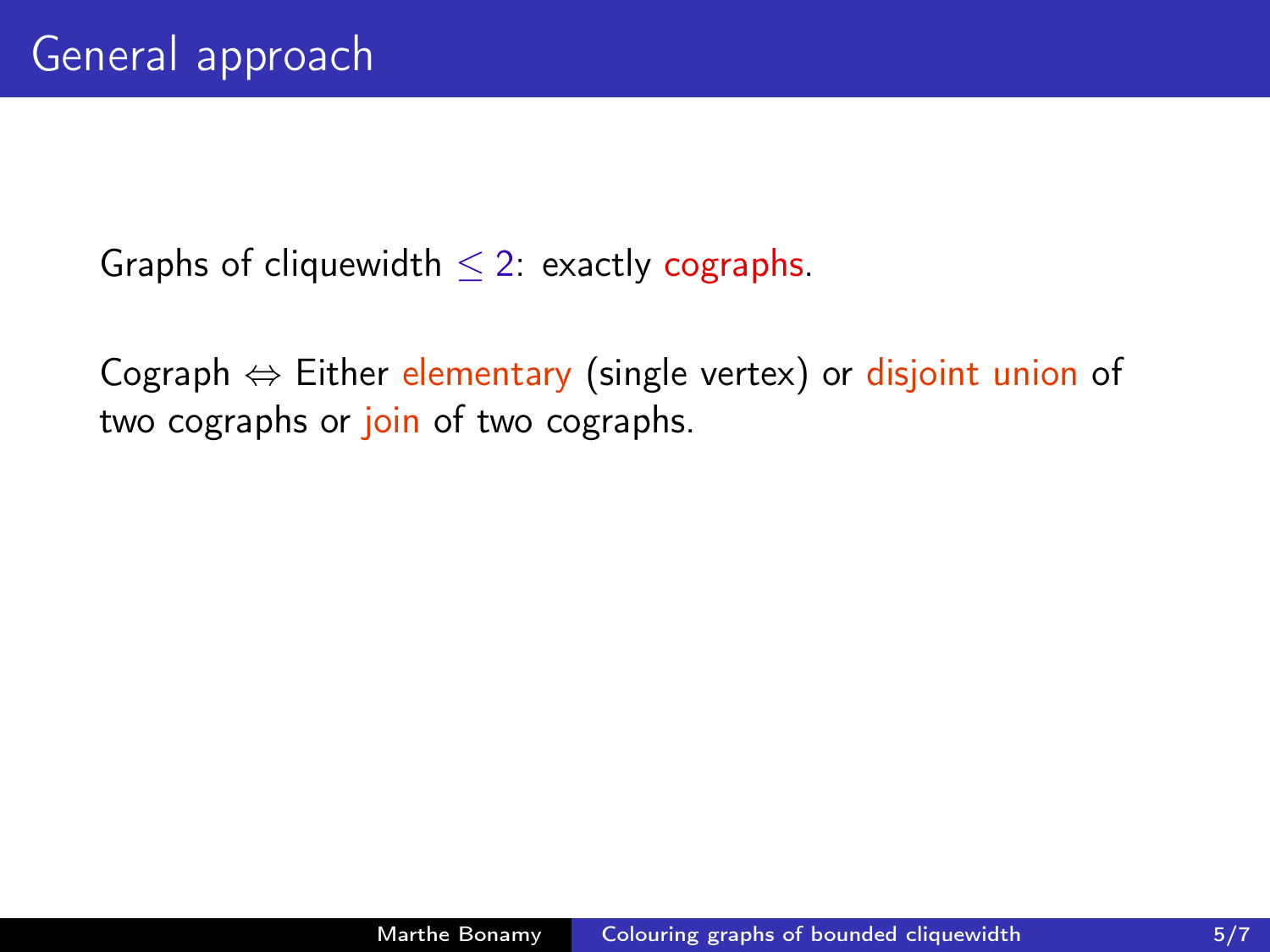# General approach

Graphs of cliquewidth $\leq 2$: exactly cographs.

Cograph $\Leftrightarrow$ Either elementary (single vertex) or disjoint union of two cographs or join of two cographs.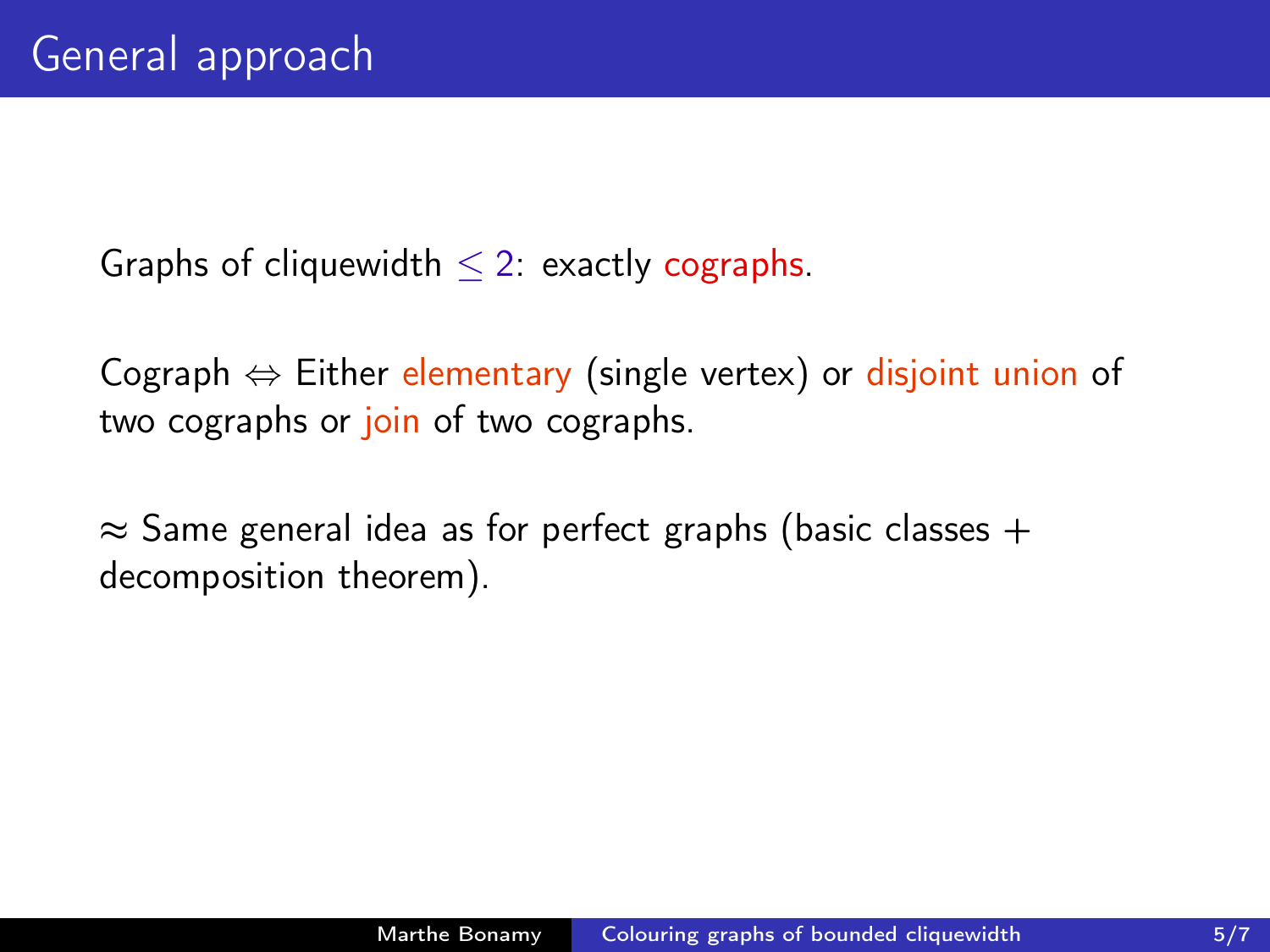# General approach

Graphs of cliquewidth $\leq 2$: exactly cographs.

Cograph $\Leftrightarrow$ Either elementary (single vertex) or disjoint union of two cographs or join of two cographs.

$\approx$ Same general idea as for perfect graphs (basic classes + decomposition theorem).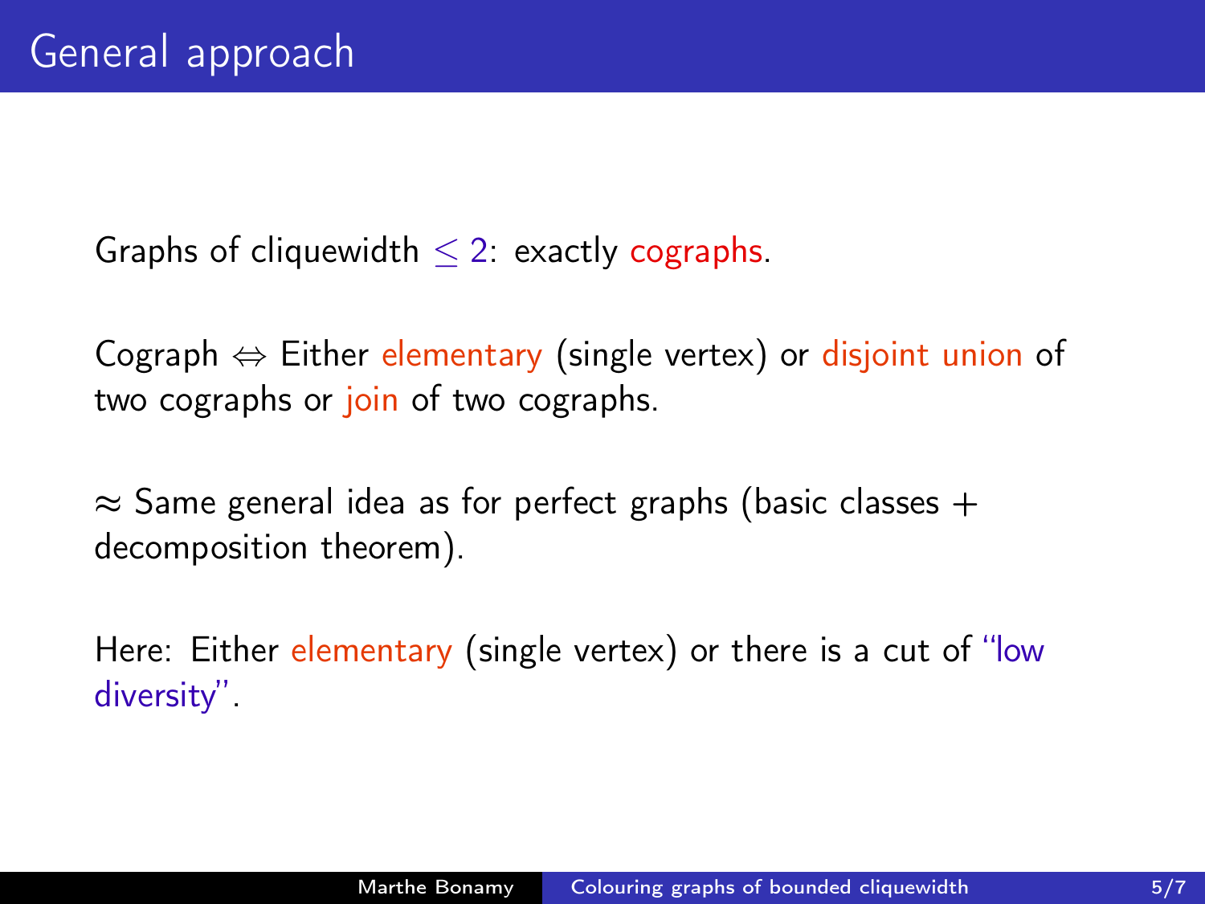# General approach

Graphs of cliquewidth $\leq 2$: exactly cographs.

Cograph $\Leftrightarrow$ Either elementary (single vertex) or disjoint union of two cographs or join of two cographs.

$\approx$ Same general idea as for perfect graphs (basic classes + decomposition theorem).

Here: Either elementary (single vertex) or there is a cut of "low diversity".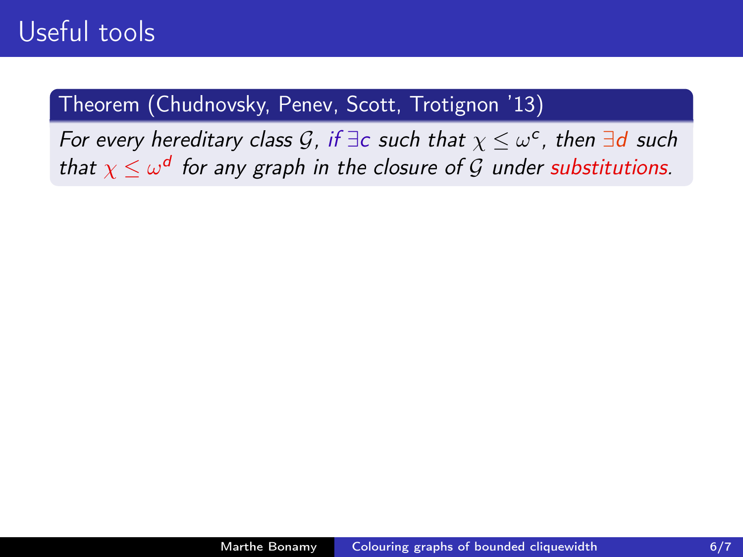# Useful tools

**Theorem (Chudnovsky, Penev, Scott, Trotignon '13)**

*For every hereditary class $\mathcal{G}$, if $\exists c$ such that $\chi \leq \omega^c$, then $\exists d$ such that $\chi \leq \omega^d$ for any graph in the closure of $\mathcal{G}$ under substitutions.*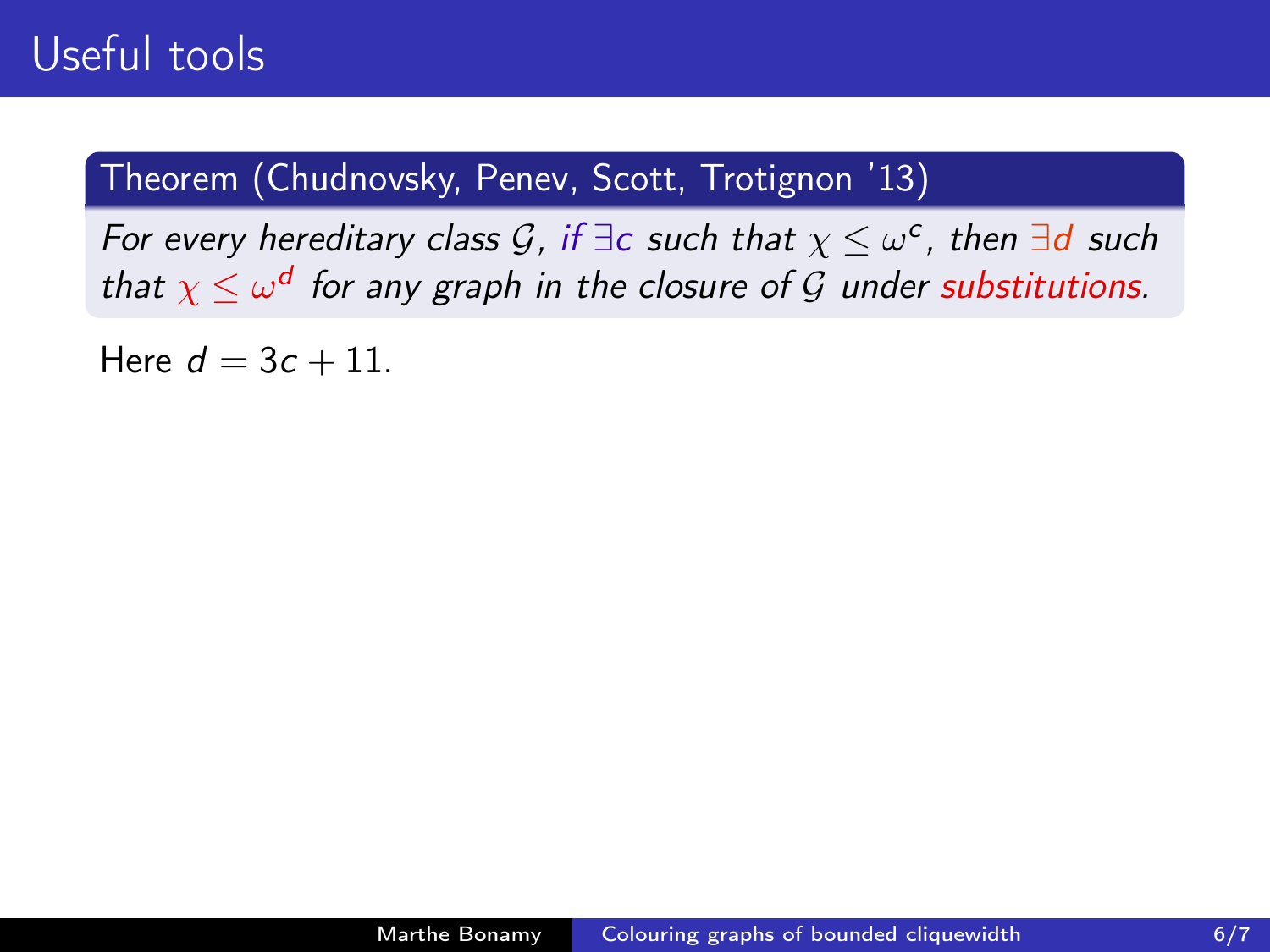# Useful tools

**Theorem (Chudnovsky, Penev, Scott, Trotignon '13)**

*For every hereditary class $\mathcal{G}$, if $\exists c$ such that $\chi \leq \omega^c$, then $\exists d$ such that $\chi \leq \omega^d$ for any graph in the closure of $\mathcal{G}$ under substitutions.*

Here $d = 3c + 11$.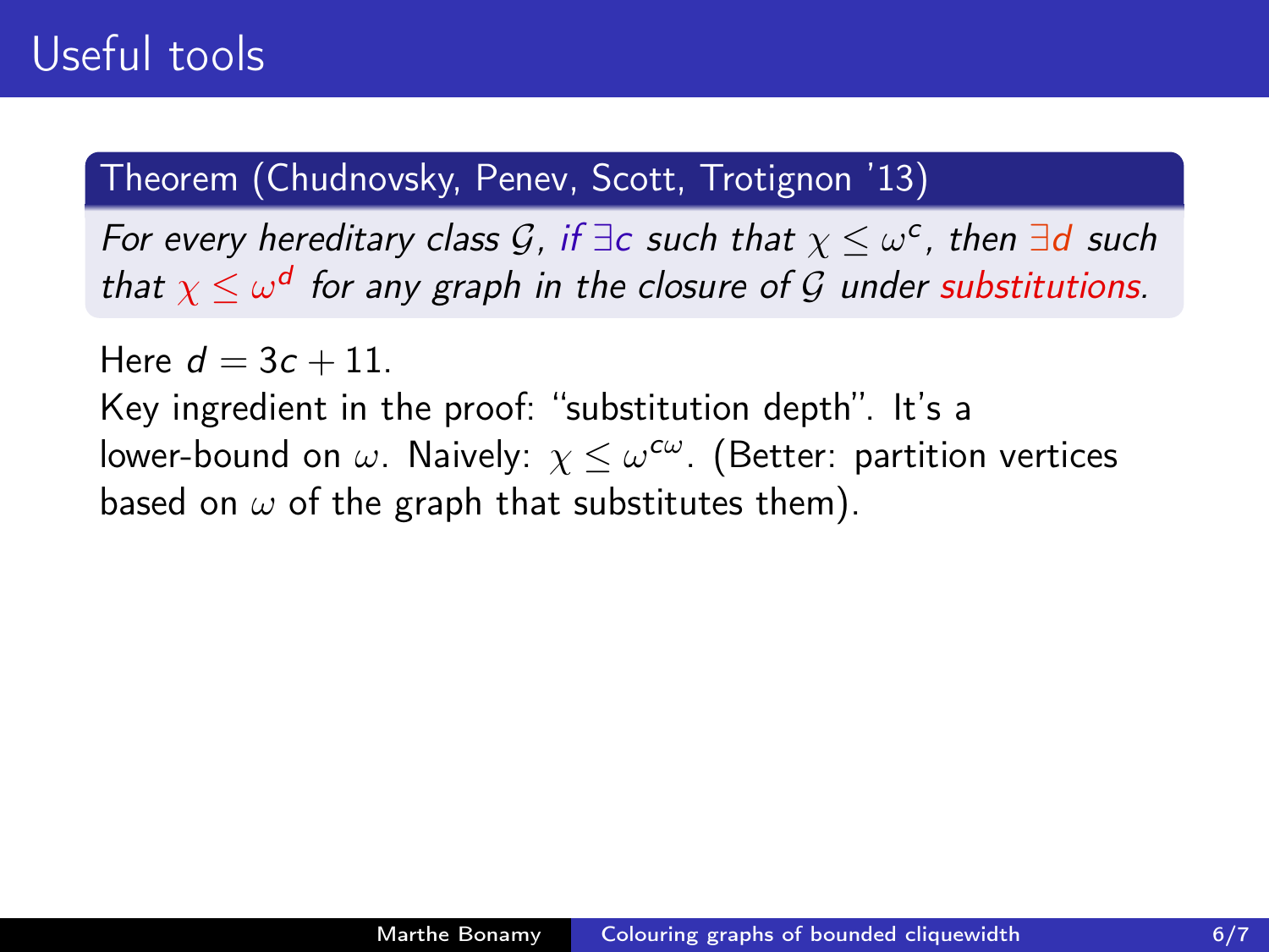# Useful tools

**Theorem (Chudnovsky, Penev, Scott, Trotignon '13)**

*For every hereditary class $\mathcal{G}$, if $\exists c$ such that $\chi \leq \omega^c$, then $\exists d$ such that $\chi \leq \omega^d$ for any graph in the closure of $\mathcal{G}$ under substitutions.*

Here $d = 3c + 11$.
Key ingredient in the proof: "substitution depth". It's a lower-bound on $\omega$. Naively: $\chi \leq \omega^{c\omega}$. (Better: partition vertices based on $\omega$ of the graph that substitutes them).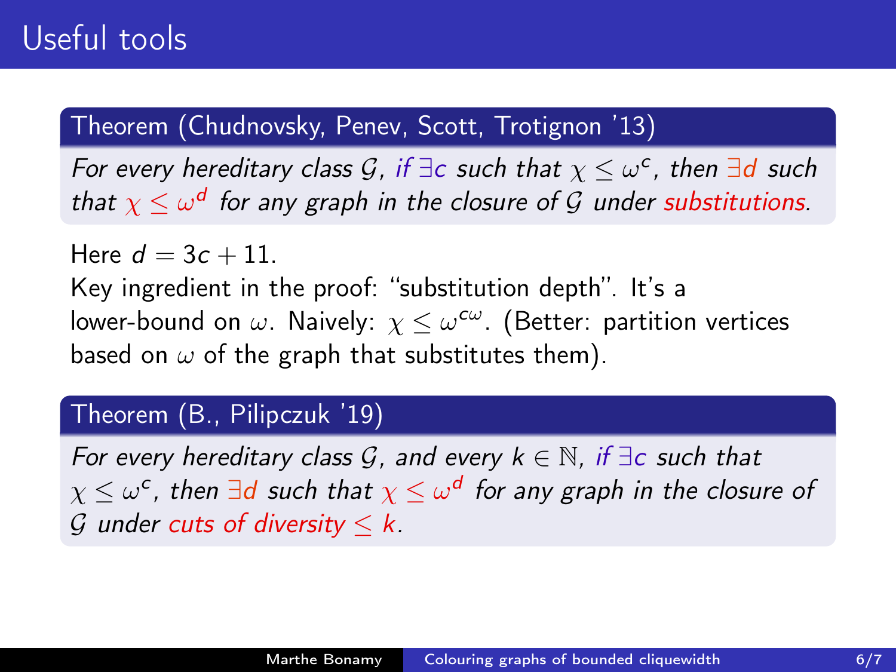# Useful tools

**Theorem (Chudnovsky, Penev, Scott, Trotignon '13)**

*For every hereditary class $\mathcal{G}$, if $\exists c$ such that $\chi \leq \omega^c$, then $\exists d$ such that $\chi \leq \omega^d$ for any graph in the closure of $\mathcal{G}$ under substitutions.*

Here $d = 3c + 11$.
Key ingredient in the proof: "substitution depth". It's a lower-bound on $\omega$. Naively: $\chi \leq \omega^{c\omega}$. (Better: partition vertices based on $\omega$ of the graph that substitutes them).

**Theorem (B., Pilipczuk '19)**

*For every hereditary class $\mathcal{G}$, and every $k \in \mathbb{N}$, if $\exists c$ such that $\chi \leq \omega^c$, then $\exists d$ such that $\chi \leq \omega^d$ for any graph in the closure of $\mathcal{G}$ under cuts of diversity $\leq k$.*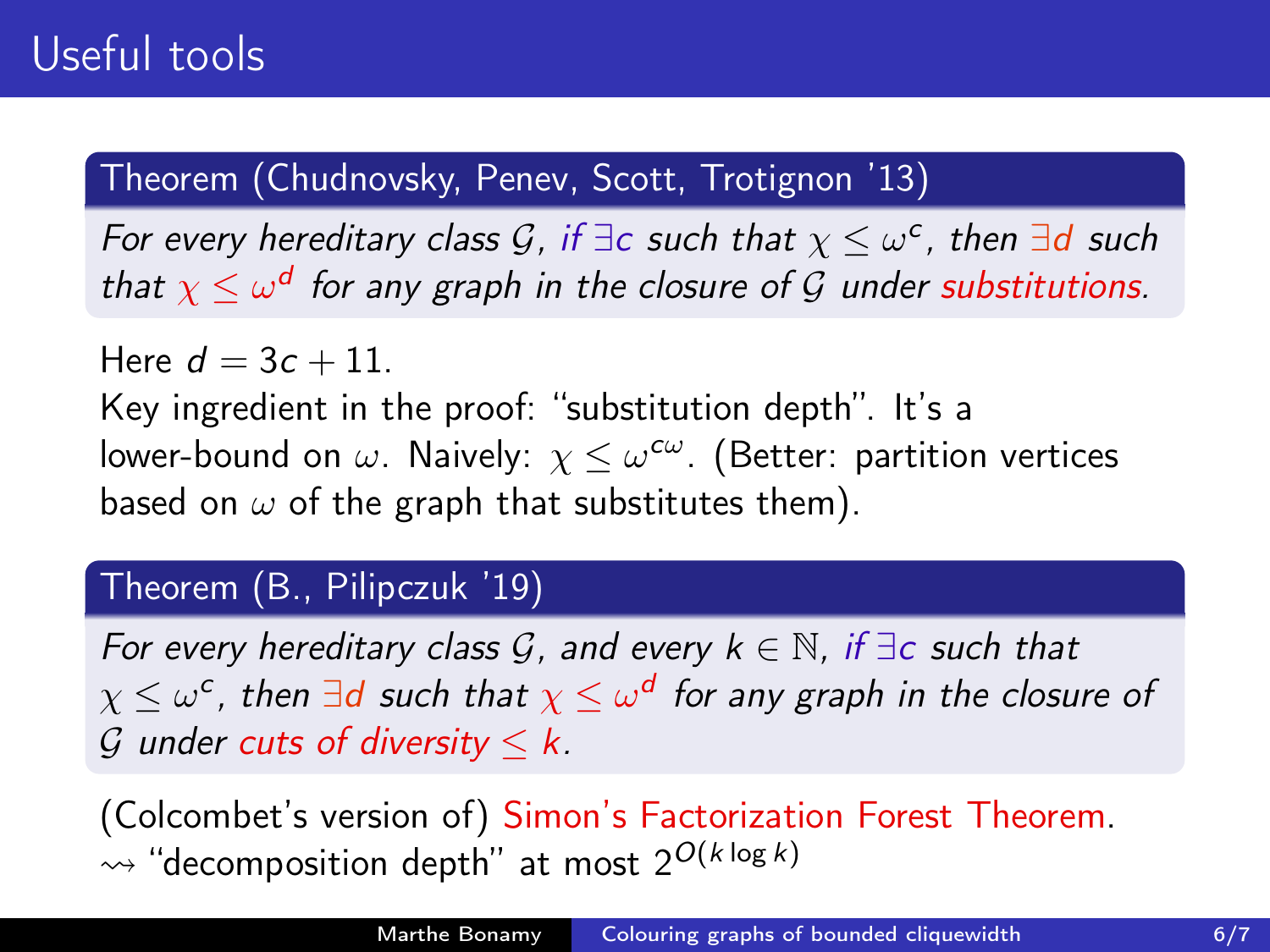# Useful tools

**Theorem (Chudnovsky, Penev, Scott, Trotignon '13)**

*For every hereditary class $\mathcal{G}$, if $\exists c$ such that $\chi \leq \omega^c$, then $\exists d$ such that $\chi \leq \omega^d$ for any graph in the closure of $\mathcal{G}$ under substitutions.*

Here $d = 3c + 11$.
Key ingredient in the proof: "substitution depth". It's a lower-bound on $\omega$. Naively: $\chi \leq \omega^{c\omega}$. (Better: partition vertices based on $\omega$ of the graph that substitutes them).

**Theorem (B., Pilipczuk '19)**

*For every hereditary class $\mathcal{G}$, and every $k \in \mathbb{N}$, if $\exists c$ such that $\chi \leq \omega^c$, then $\exists d$ such that $\chi \leq \omega^d$ for any graph in the closure of $\mathcal{G}$ under cuts of diversity $\leq k$.*

(Colcombet's version of) Simon's Factorization Forest Theorem.
$\rightsquigarrow$ "decomposition depth" at most $2^{O(k \log k)}$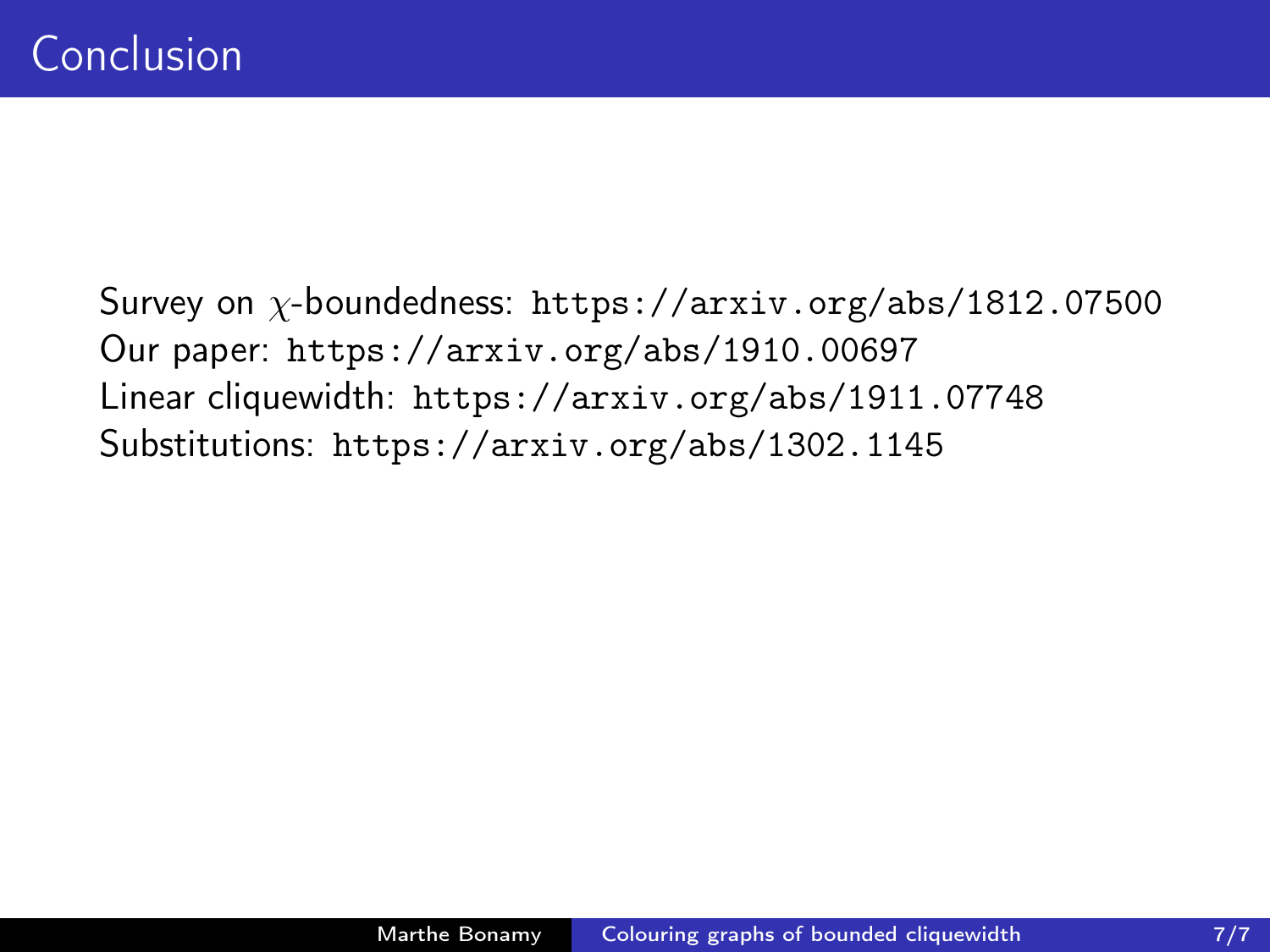# Conclusion

Survey on $\chi$-boundedness: https://arxiv.org/abs/1812.07500
Our paper: https://arxiv.org/abs/1910.00697
Linear cliquewidth: https://arxiv.org/abs/1911.07748
Substitutions: https://arxiv.org/abs/1302.1145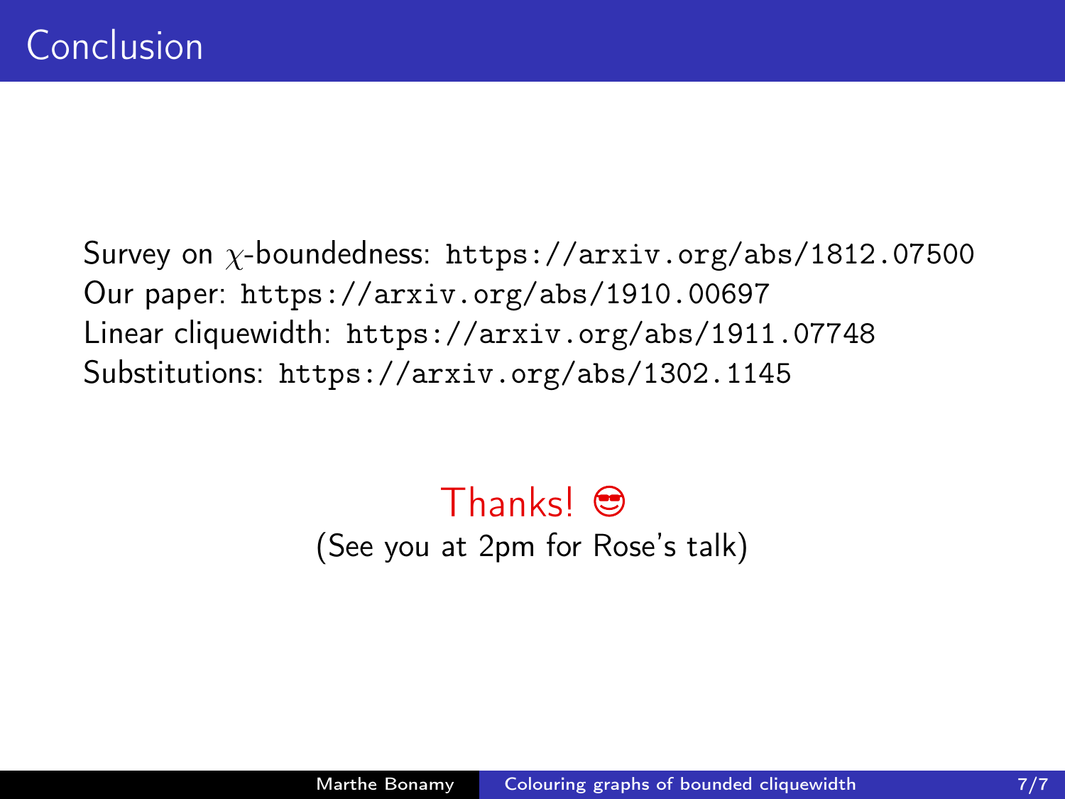# Conclusion

Survey on $\chi$-boundedness: https://arxiv.org/abs/1812.07500
Our paper: https://arxiv.org/abs/1910.00697
Linear cliquewidth: https://arxiv.org/abs/1911.07748
Substitutions: https://arxiv.org/abs/1302.1145

Thanks! 😎
(See you at 2pm for Rose's talk)